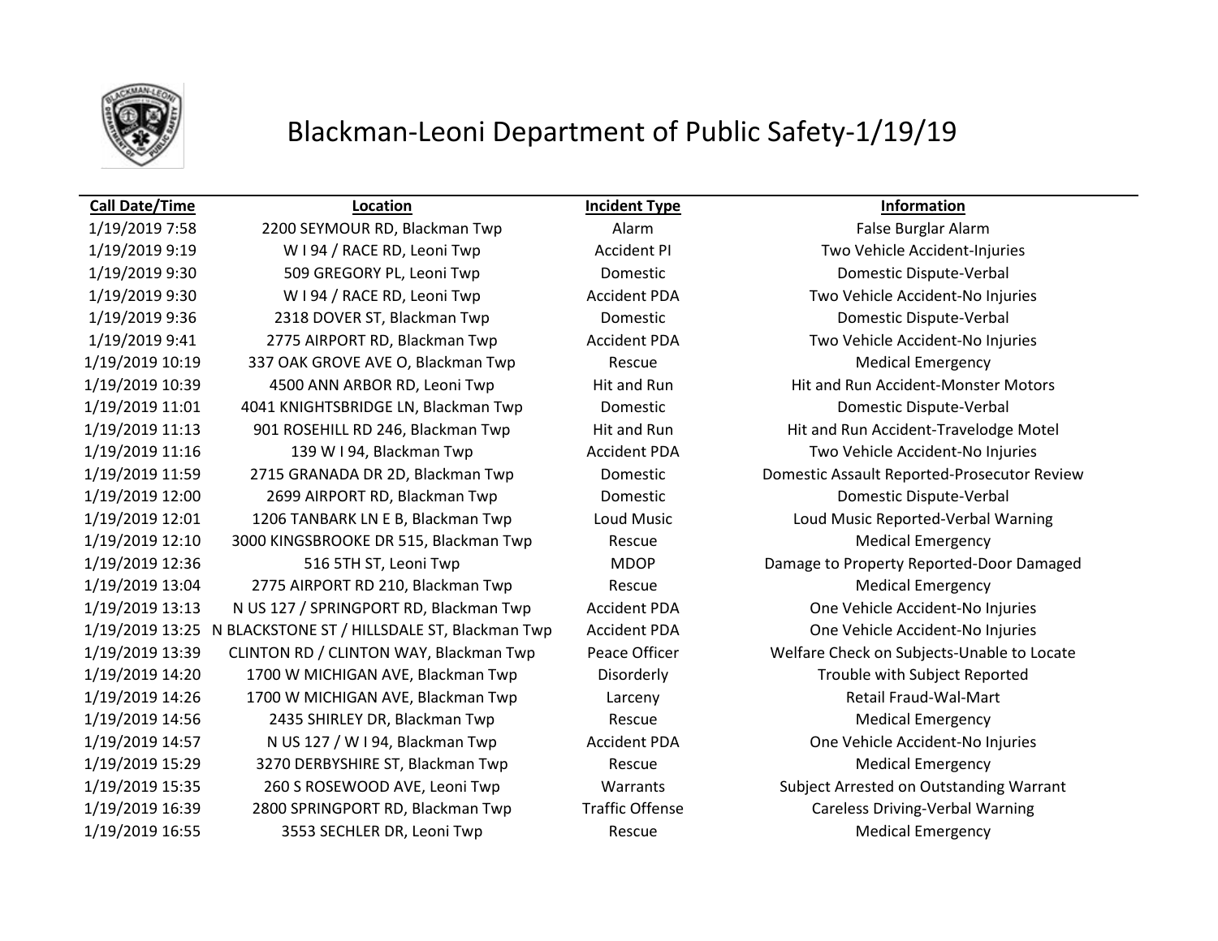# Blackman-Leoni Department of Public Safety-1/19/19

| Call Date/Time | Location | Incident Type | Information |
|---|---|---|---|
| 1/19/2019 7:58 | 2200 SEYMOUR RD, Blackman Twp | Alarm | False Burglar Alarm |
| 1/19/2019 9:19 | W I 94 / RACE RD, Leoni Twp | Accident PI | Two Vehicle Accident-Injuries |
| 1/19/2019 9:30 | 509 GREGORY PL, Leoni Twp | Domestic | Domestic Dispute-Verbal |
| 1/19/2019 9:30 | W I 94 / RACE RD, Leoni Twp | Accident PDA | Two Vehicle Accident-No Injuries |
| 1/19/2019 9:36 | 2318 DOVER ST, Blackman Twp | Domestic | Domestic Dispute-Verbal |
| 1/19/2019 9:41 | 2775 AIRPORT RD, Blackman Twp | Accident PDA | Two Vehicle Accident-No Injuries |
| 1/19/2019 10:19 | 337 OAK GROVE AVE O, Blackman Twp | Rescue | Medical Emergency |
| 1/19/2019 10:39 | 4500 ANN ARBOR RD, Leoni Twp | Hit and Run | Hit and Run Accident-Monster Motors |
| 1/19/2019 11:01 | 4041 KNIGHTSBRIDGE LN, Blackman Twp | Domestic | Domestic Dispute-Verbal |
| 1/19/2019 11:13 | 901 ROSEHILL RD 246, Blackman Twp | Hit and Run | Hit and Run Accident-Travelodge Motel |
| 1/19/2019 11:16 | 139 W I 94, Blackman Twp | Accident PDA | Two Vehicle Accident-No Injuries |
| 1/19/2019 11:59 | 2715 GRANADA DR 2D, Blackman Twp | Domestic | Domestic Assault Reported-Prosecutor Review |
| 1/19/2019 12:00 | 2699 AIRPORT RD, Blackman Twp | Domestic | Domestic Dispute-Verbal |
| 1/19/2019 12:01 | 1206 TANBARK LN E B, Blackman Twp | Loud Music | Loud Music Reported-Verbal Warning |
| 1/19/2019 12:10 | 3000 KINGSBROOKE DR 515, Blackman Twp | Rescue | Medical Emergency |
| 1/19/2019 12:36 | 516 5TH ST, Leoni Twp | MDOP | Damage to Property Reported-Door Damaged |
| 1/19/2019 13:04 | 2775 AIRPORT RD 210, Blackman Twp | Rescue | Medical Emergency |
| 1/19/2019 13:13 | N US 127 / SPRINGPORT RD, Blackman Twp | Accident PDA | One Vehicle Accident-No Injuries |
| 1/19/2019 13:25 | N BLACKSTONE ST / HILLSDALE ST, Blackman Twp | Accident PDA | One Vehicle Accident-No Injuries |
| 1/19/2019 13:39 | CLINTON RD / CLINTON WAY, Blackman Twp | Peace Officer | Welfare Check on Subjects-Unable to Locate |
| 1/19/2019 14:20 | 1700 W MICHIGAN AVE, Blackman Twp | Disorderly | Trouble with Subject Reported |
| 1/19/2019 14:26 | 1700 W MICHIGAN AVE, Blackman Twp | Larceny | Retail Fraud-Wal-Mart |
| 1/19/2019 14:56 | 2435 SHIRLEY DR, Blackman Twp | Rescue | Medical Emergency |
| 1/19/2019 14:57 | N US 127 / W I 94, Blackman Twp | Accident PDA | One Vehicle Accident-No Injuries |
| 1/19/2019 15:29 | 3270 DERBYSHIRE ST, Blackman Twp | Rescue | Medical Emergency |
| 1/19/2019 15:35 | 260 S ROSEWOOD AVE, Leoni Twp | Warrants | Subject Arrested on Outstanding Warrant |
| 1/19/2019 16:39 | 2800 SPRINGPORT RD, Blackman Twp | Traffic Offense | Careless Driving-Verbal Warning |
| 1/19/2019 16:55 | 3553 SECHLER DR, Leoni Twp | Rescue | Medical Emergency |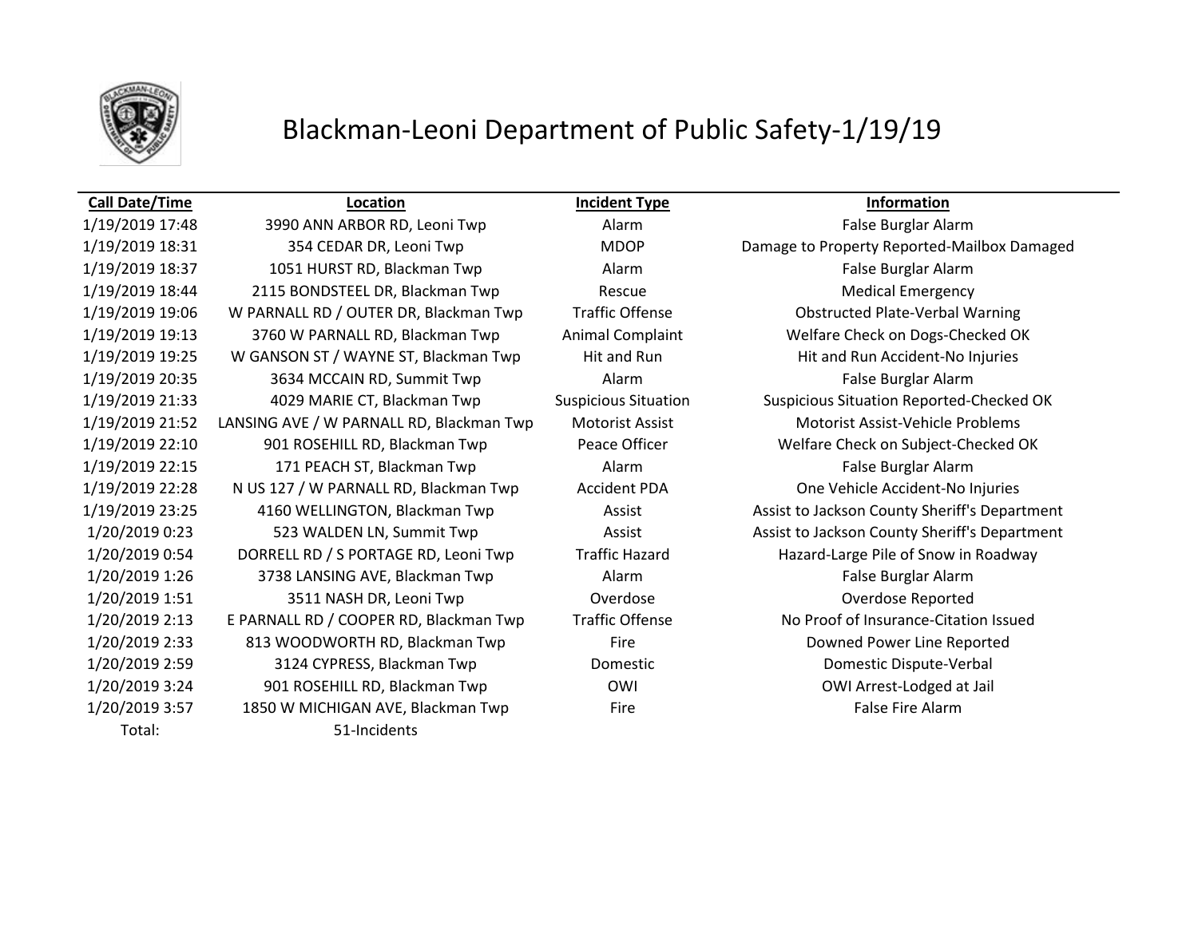# Blackman-Leoni Department of Public Safety-1/19/19

| Call Date/Time | Location | Incident Type | Information |
|---|---|---|---|
| 1/19/2019 17:48 | 3990 ANN ARBOR RD, Leoni Twp | Alarm | False Burglar Alarm |
| 1/19/2019 18:31 | 354 CEDAR DR, Leoni Twp | MDOP | Damage to Property Reported-Mailbox Damaged |
| 1/19/2019 18:37 | 1051 HURST RD, Blackman Twp | Alarm | False Burglar Alarm |
| 1/19/2019 18:44 | 2115 BONDSTEEL DR, Blackman Twp | Rescue | Medical Emergency |
| 1/19/2019 19:06 | W PARNALL RD / OUTER DR, Blackman Twp | Traffic Offense | Obstructed Plate-Verbal Warning |
| 1/19/2019 19:13 | 3760 W PARNALL RD, Blackman Twp | Animal Complaint | Welfare Check on Dogs-Checked OK |
| 1/19/2019 19:25 | W GANSON ST / WAYNE ST, Blackman Twp | Hit and Run | Hit and Run Accident-No Injuries |
| 1/19/2019 20:35 | 3634 MCCAIN RD, Summit Twp | Alarm | False Burglar Alarm |
| 1/19/2019 21:33 | 4029 MARIE CT, Blackman Twp | Suspicious Situation | Suspicious Situation Reported-Checked OK |
| 1/19/2019 21:52 | LANSING AVE / W PARNALL RD, Blackman Twp | Motorist Assist | Motorist Assist-Vehicle Problems |
| 1/19/2019 22:10 | 901 ROSEHILL RD, Blackman Twp | Peace Officer | Welfare Check on Subject-Checked OK |
| 1/19/2019 22:15 | 171 PEACH ST, Blackman Twp | Alarm | False Burglar Alarm |
| 1/19/2019 22:28 | N US 127 / W PARNALL RD, Blackman Twp | Accident PDA | One Vehicle Accident-No Injuries |
| 1/19/2019 23:25 | 4160 WELLINGTON, Blackman Twp | Assist | Assist to Jackson County Sheriff's Department |
| 1/20/2019 0:23 | 523 WALDEN LN, Summit Twp | Assist | Assist to Jackson County Sheriff's Department |
| 1/20/2019 0:54 | DORRELL RD / S PORTAGE RD, Leoni Twp | Traffic Hazard | Hazard-Large Pile of Snow in Roadway |
| 1/20/2019 1:26 | 3738 LANSING AVE, Blackman Twp | Alarm | False Burglar Alarm |
| 1/20/2019 1:51 | 3511 NASH DR, Leoni Twp | Overdose | Overdose Reported |
| 1/20/2019 2:13 | E PARNALL RD / COOPER RD, Blackman Twp | Traffic Offense | No Proof of Insurance-Citation Issued |
| 1/20/2019 2:33 | 813 WOODWORTH RD, Blackman Twp | Fire | Downed Power Line Reported |
| 1/20/2019 2:59 | 3124 CYPRESS, Blackman Twp | Domestic | Domestic Dispute-Verbal |
| 1/20/2019 3:24 | 901 ROSEHILL RD, Blackman Twp | OWI | OWI Arrest-Lodged at Jail |
| 1/20/2019 3:57 | 1850 W MICHIGAN AVE, Blackman Twp | Fire | False Fire Alarm |
| Total: | 51-Incidents | | |